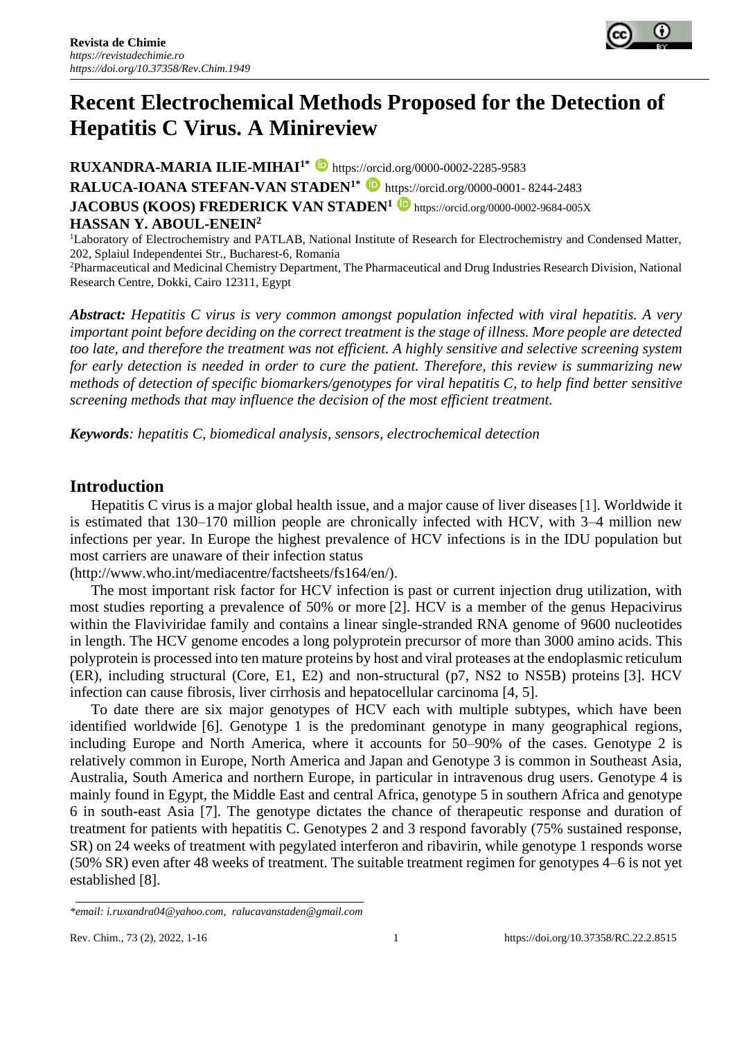# Recent Electrochemical Methods Proposed for the Detection of Hepatitis C Virus. A Minireview

**RUXANDRA-MARIA ILIE-MIHAI[1*]** https://orcid.org/0000-0002-2285-9583
**RALUCA-IOANA STEFAN-VAN STADEN[1*]** https://orcid.org/0000-0001- 8244-2483
**JACOBUS (KOOS) FREDERICK VAN STADEN[1]** https://orcid.org/0000-0002-9684-005X
**HASSAN Y. ABOUL-ENEIN[2]**

[1]Laboratory of Electrochemistry and PATLAB, National Institute of Research for Electrochemistry and Condensed Matter, 202, Splaiul Independentei Str., Bucharest-6, Romania
[2]Pharmaceutical and Medicinal Chemistry Department, The Pharmaceutical and Drug Industries Research Division, National Research Centre, Dokki, Cairo 12311, Egypt

***Abstract:*** *Hepatitis C virus is very common amongst population infected with viral hepatitis. A very important point before deciding on the correct treatment is the stage of illness. More people are detected too late, and therefore the treatment was not efficient. A highly sensitive and selective screening system for early detection is needed in order to cure the patient. Therefore, this review is summarizing new methods of detection of specific biomarkers/genotypes for viral hepatitis C, to help find better sensitive screening methods that may influence the decision of the most efficient treatment.*

***Keywords****: hepatitis C, biomedical analysis, sensors, electrochemical detection*

## Introduction

Hepatitis C virus is a major global health issue, and a major cause of liver diseases [1]. Worldwide it is estimated that 130–170 million people are chronically infected with HCV, with 3–4 million new infections per year. In Europe the highest prevalence of HCV infections is in the IDU population but most carriers are unaware of their infection status (http://www.who.int/mediacentre/factsheets/fs164/en/).

The most important risk factor for HCV infection is past or current injection drug utilization, with most studies reporting a prevalence of 50% or more [2]. HCV is a member of the genus Hepacivirus within the Flaviviridae family and contains a linear single-stranded RNA genome of 9600 nucleotides in length. The HCV genome encodes a long polyprotein precursor of more than 3000 amino acids. This polyprotein is processed into ten mature proteins by host and viral proteases at the endoplasmic reticulum (ER), including structural (Core, E1, E2) and non-structural (p7, NS2 to NS5B) proteins [3]. HCV infection can cause fibrosis, liver cirrhosis and hepatocellular carcinoma [4, 5].

To date there are six major genotypes of HCV each with multiple subtypes, which have been identified worldwide [6]. Genotype 1 is the predominant genotype in many geographical regions, including Europe and North America, where it accounts for 50–90% of the cases. Genotype 2 is relatively common in Europe, North America and Japan and Genotype 3 is common in Southeast Asia, Australia, South America and northern Europe, in particular in intravenous drug users. Genotype 4 is mainly found in Egypt, the Middle East and central Africa, genotype 5 in southern Africa and genotype 6 in south-east Asia [7]. The genotype dictates the chance of therapeutic response and duration of treatment for patients with hepatitis C. Genotypes 2 and 3 respond favorably (75% sustained response, SR) on 24 weeks of treatment with pegylated interferon and ribavirin, while genotype 1 responds worse (50% SR) even after 48 weeks of treatment. The suitable treatment regimen for genotypes 4–6 is not yet established [8].

---

*\*email: i.ruxandra04@yahoo.com, ralucavanstaden@gmail.com*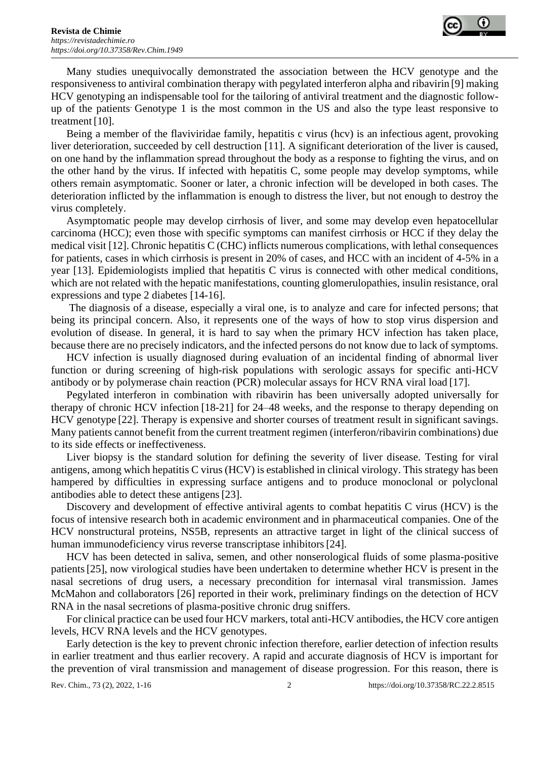Many studies unequivocally demonstrated the association between the HCV genotype and the responsiveness to antiviral combination therapy with pegylated interferon alpha and ribavirin [9] making HCV genotyping an indispensable tool for the tailoring of antiviral treatment and the diagnostic follow-up of the patients. Genotype 1 is the most common in the US and also the type least responsive to treatment [10].

Being a member of the flaviviridae family, hepatitis c virus (hcv) is an infectious agent, provoking liver deterioration, succeeded by cell destruction [11]. A significant deterioration of the liver is caused, on one hand by the inflammation spread throughout the body as a response to fighting the virus, and on the other hand by the virus. If infected with hepatitis C, some people may develop symptoms, while others remain asymptomatic. Sooner or later, a chronic infection will be developed in both cases. The deterioration inflicted by the inflammation is enough to distress the liver, but not enough to destroy the virus completely.

Asymptomatic people may develop cirrhosis of liver, and some may develop even hepatocellular carcinoma (HCC); even those with specific symptoms can manifest cirrhosis or HCC if they delay the medical visit [12]. Chronic hepatitis C (CHC) inflicts numerous complications, with lethal consequences for patients, cases in which cirrhosis is present in 20% of cases, and HCC with an incident of 4-5% in a year [13]. Epidemiologists implied that hepatitis C virus is connected with other medical conditions, which are not related with the hepatic manifestations, counting glomerulopathies, insulin resistance, oral expressions and type 2 diabetes [14-16].

The diagnosis of a disease, especially a viral one, is to analyze and care for infected persons; that being its principal concern. Also, it represents one of the ways of how to stop virus dispersion and evolution of disease. In general, it is hard to say when the primary HCV infection has taken place, because there are no precisely indicators, and the infected persons do not know due to lack of symptoms.

HCV infection is usually diagnosed during evaluation of an incidental finding of abnormal liver function or during screening of high-risk populations with serologic assays for specific anti-HCV antibody or by polymerase chain reaction (PCR) molecular assays for HCV RNA viral load [17].

Pegylated interferon in combination with ribavirin has been universally adopted universally for therapy of chronic HCV infection [18-21] for 24–48 weeks, and the response to therapy depending on HCV genotype [22]. Therapy is expensive and shorter courses of treatment result in significant savings. Many patients cannot benefit from the current treatment regimen (interferon/ribavirin combinations) due to its side effects or ineffectiveness.

Liver biopsy is the standard solution for defining the severity of liver disease. Testing for viral antigens, among which hepatitis C virus (HCV) is established in clinical virology. This strategy has been hampered by difficulties in expressing surface antigens and to produce monoclonal or polyclonal antibodies able to detect these antigens [23].

Discovery and development of effective antiviral agents to combat hepatitis C virus (HCV) is the focus of intensive research both in academic environment and in pharmaceutical companies. One of the HCV nonstructural proteins, NS5B, represents an attractive target in light of the clinical success of human immunodeficiency virus reverse transcriptase inhibitors [24].

HCV has been detected in saliva, semen, and other nonserological fluids of some plasma-positive patients [25], now virological studies have been undertaken to determine whether HCV is present in the nasal secretions of drug users, a necessary precondition for internasal viral transmission. James McMahon and collaborators [26] reported in their work, preliminary findings on the detection of HCV RNA in the nasal secretions of plasma-positive chronic drug sniffers.

For clinical practice can be used four HCV markers, total anti-HCV antibodies, the HCV core antigen levels, HCV RNA levels and the HCV genotypes.

Early detection is the key to prevent chronic infection therefore, earlier detection of infection results in earlier treatment and thus earlier recovery. A rapid and accurate diagnosis of HCV is important for the prevention of viral transmission and management of disease progression. For this reason, there is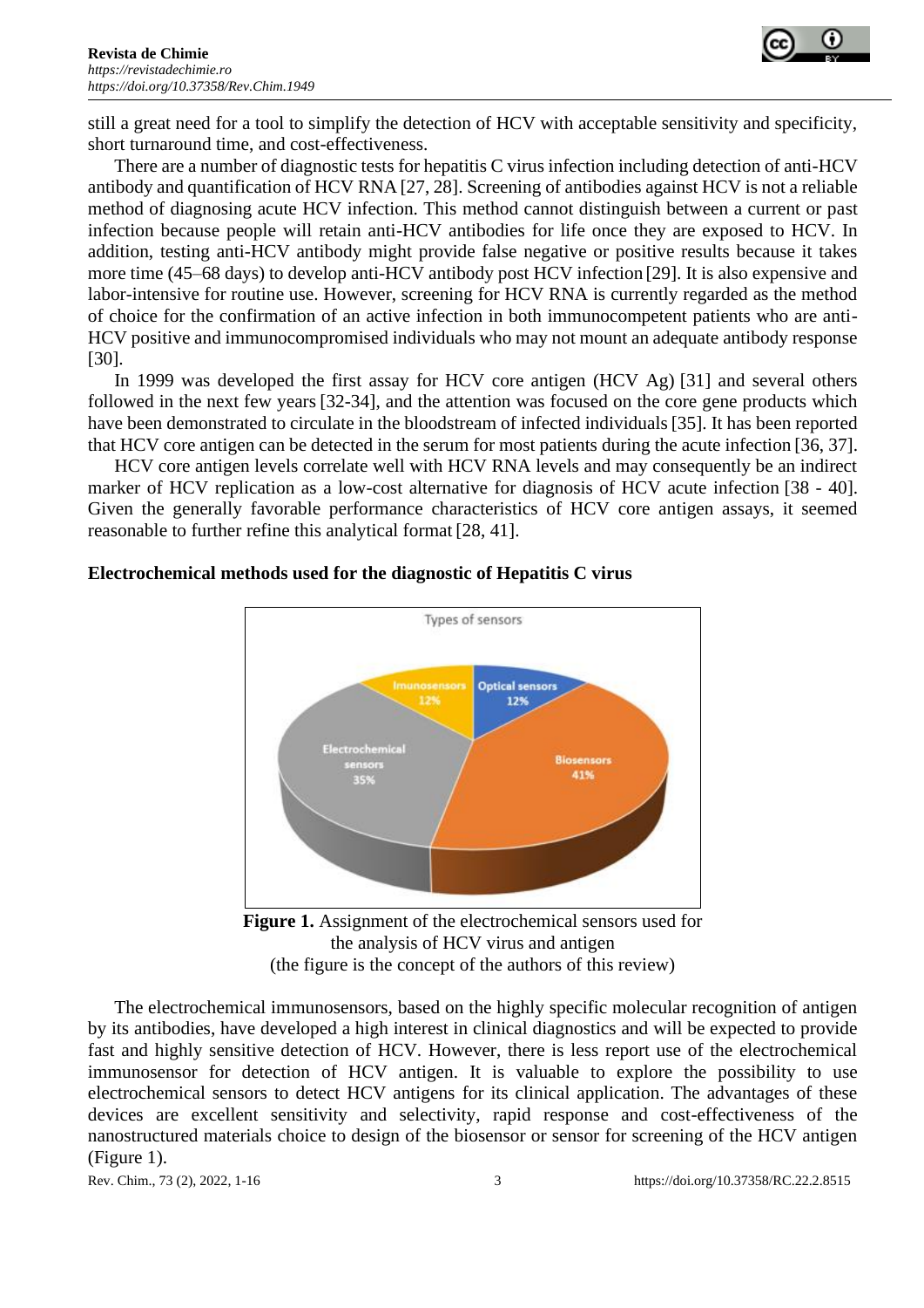still a great need for a tool to simplify the detection of HCV with acceptable sensitivity and specificity, short turnaround time, and cost-effectiveness.

There are a number of diagnostic tests for hepatitis C virus infection including detection of anti-HCV antibody and quantification of HCV RNA [27, 28]. Screening of antibodies against HCV is not a reliable method of diagnosing acute HCV infection. This method cannot distinguish between a current or past infection because people will retain anti-HCV antibodies for life once they are exposed to HCV. In addition, testing anti-HCV antibody might provide false negative or positive results because it takes more time (45–68 days) to develop anti-HCV antibody post HCV infection [29]. It is also expensive and labor-intensive for routine use. However, screening for HCV RNA is currently regarded as the method of choice for the confirmation of an active infection in both immunocompetent patients who are anti-HCV positive and immunocompromised individuals who may not mount an adequate antibody response [30].

In 1999 was developed the first assay for HCV core antigen (HCV Ag) [31] and several others followed in the next few years [32-34], and the attention was focused on the core gene products which have been demonstrated to circulate in the bloodstream of infected individuals [35]. It has been reported that HCV core antigen can be detected in the serum for most patients during the acute infection [36, 37].

HCV core antigen levels correlate well with HCV RNA levels and may consequently be an indirect marker of HCV replication as a low-cost alternative for diagnosis of HCV acute infection [38 - 40]. Given the generally favorable performance characteristics of HCV core antigen assays, it seemed reasonable to further refine this analytical format [28, 41].

**Electrochemical methods used for the diagnostic of Hepatitis C virus**

**Figure 1.** Assignment of the electrochemical sensors used for the analysis of HCV virus and antigen (the figure is the concept of the authors of this review)

The electrochemical immunosensors, based on the highly specific molecular recognition of antigen by its antibodies, have developed a high interest in clinical diagnostics and will be expected to provide fast and highly sensitive detection of HCV. However, there is less report use of the electrochemical immunosensor for detection of HCV antigen. It is valuable to explore the possibility to use electrochemical sensors to detect HCV antigens for its clinical application. The advantages of these devices are excellent sensitivity and selectivity, rapid response and cost-effectiveness of the nanostructured materials choice to design of the biosensor or sensor for screening of the HCV antigen (Figure 1).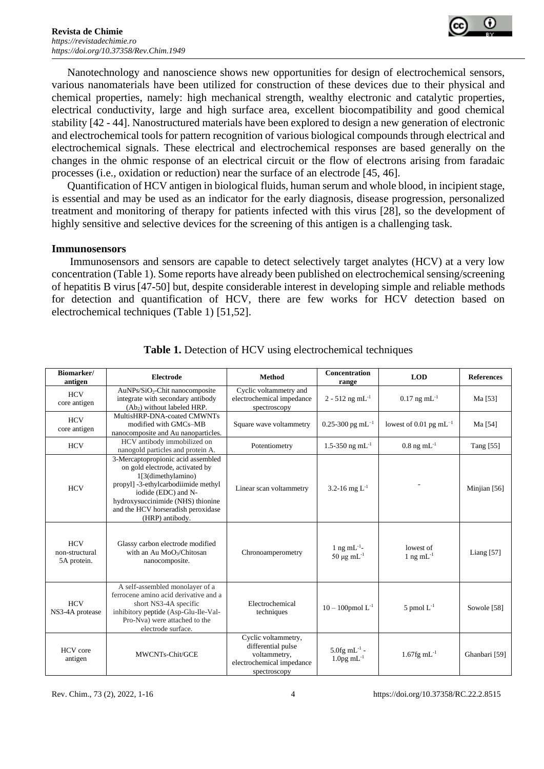Nanotechnology and nanoscience shows new opportunities for design of electrochemical sensors, various nanomaterials have been utilized for construction of these devices due to their physical and chemical properties, namely: high mechanical strength, wealthy electronic and catalytic properties, electrical conductivity, large and high surface area, excellent biocompatibility and good chemical stability [42 - 44]. Nanostructured materials have been explored to design a new generation of electronic and electrochemical tools for pattern recognition of various biological compounds through electrical and electrochemical signals. These electrical and electrochemical responses are based generally on the changes in the ohmic response of an electrical circuit or the flow of electrons arising from faradaic processes (i.e., oxidation or reduction) near the surface of an electrode [45, 46].

Quantification of HCV antigen in biological fluids, human serum and whole blood, in incipient stage, is essential and may be used as an indicator for the early diagnosis, disease progression, personalized treatment and monitoring of therapy for patients infected with this virus [28], so the development of highly sensitive and selective devices for the screening of this antigen is a challenging task.

### Immunosensors

Immunosensors and sensors are capable to detect selectively target analytes (HCV) at a very low concentration (Table 1). Some reports have already been published on electrochemical sensing/screening of hepatitis B virus [47-50] but, despite considerable interest in developing simple and reliable methods for detection and quantification of HCV, there are few works for HCV detection based on electrochemical techniques (Table 1) [51,52].

**Table 1.** Detection of HCV using electrochemical techniques

| Biomarker/ antigen | Electrode | Method | Concentration range | LOD | References |
|---|---|---|---|---|---|
| HCV core antigen | AuNPs/$SiO_2$-Chit nanocomposite integrate with secondary antibody ($Ab_2$) without labeled HRP. | Cyclic voltammetry and electrochemical impedance spectroscopy | 2 - 512 ng $mL^{-1}$ | 0.17 ng $mL^{-1}$ | Ma [53] |
| HCV core antigen | MultisHRP-DNA-coated CMWNTs modified with GMCs–MB nanocomposite and Au nanoparticles. | Square wave voltammetry | 0.25-300 pg $mL^{-1}$ | lowest of 0.01 pg $mL^{-1}$ | Ma [54] |
| HCV | HCV antibody immobilized on nanogold particles and protein A. | Potentiometry | 1.5-350 ng $mL^{-1}$ | 0.8 ng $mL^{-1}$ | Tang [55] |
| HCV | 3-Mercaptopropionic acid assembled on gold electrode, activated by 1[3(dimethylamino) propyl] -3-ethylcarbodiimide methyl iodide (EDC) and N-hydroxysuccinimide (NHS) thionine and the HCV horseradish peroxidase (HRP) antibody. | Linear scan voltammetry | 3.2-16 mg $L^{-1}$ | - | Minjian [56] |
| HCV non-structural 5A protein. | Glassy carbon electrode modified with an Au $MoO_3$/Chitosan nanocomposite. | Chronoamperometry | 1 ng $mL^{-1}$- 50 μg $mL^{-1}$ | lowest of 1 ng $mL^{-1}$ | Liang [57] |
| HCV NS3-4A protease | A self-assembled monolayer of a ferrocene amino acid derivative and a short NS3-4A specific inhibitory peptide (Asp-Glu-Ile-Val-Pro-Nva) were attached to the electrode surface. | Electrochemical techniques | 10 – 100pmol $L^{-1}$ | 5 pmol $L^{-1}$ | Sowole [58] |
| HCV core antigen | MWCNTs-Chit/GCE | Cyclic voltammetry, differential pulse voltammetry, electrochemical impedance spectroscopy | 5.0fg $mL^{-1}$ - 1.0pg $mL^{-1}$ | 1.67fg $mL^{-1}$ | Ghanbari [59] |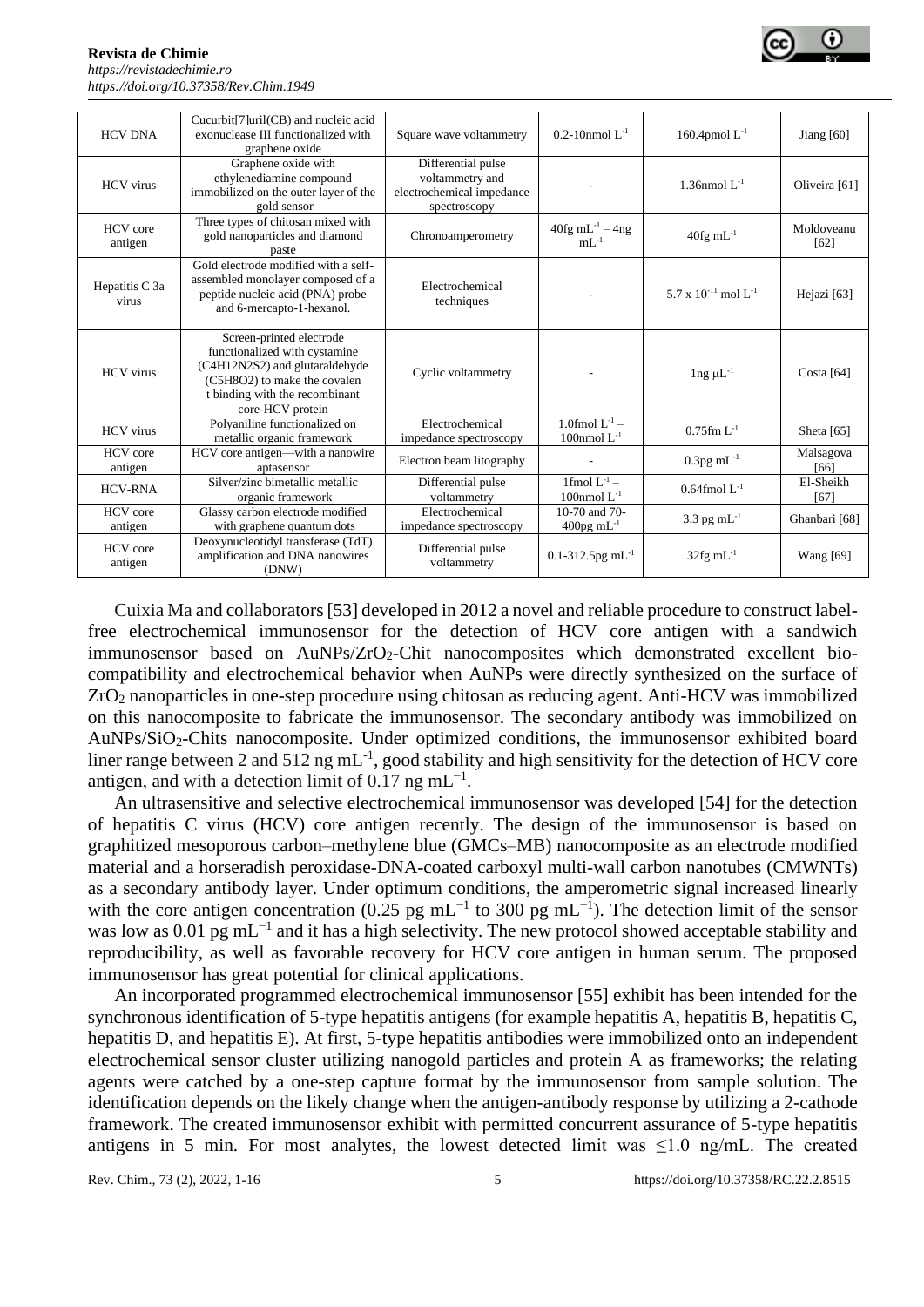| HCV DNA | Cucurbit[7]uril(CB) and nucleic acid exonuclease III functionalized with graphene oxide | Square wave voltammetry | 0.2-10nmol $L^{-1}$ | 160.4pmol $L^{-1}$ | Jiang [60] |
|---|---|---|---|---|---|
| HCV virus | Graphene oxide with ethylenediamine compound immobilized on the outer layer of the gold sensor | Differential pulse voltammetry and electrochemical impedance spectroscopy | - | 1.36nmol $L^{-1}$ | Oliveira [61] |
| HCV core antigen | Three types of chitosan mixed with gold nanoparticles and diamond paste | Chronoamperometry | 40fg $mL^{-1}$ – 4ng $mL^{-1}$ | 40fg $mL^{-1}$ | Moldoveanu [62] |
| Hepatitis C 3a virus | Gold electrode modified with a self-assembled monolayer composed of a peptide nucleic acid (PNA) probe and 6-mercapto-1-hexanol. | Electrochemical techniques | - | 5.7 x $10^{-11}$ mol $L^{-1}$ | Hejazi [63] |
| HCV virus | Screen-printed electrode functionalized with cystamine ($C_4H_{12}N_2S_2$) and glutaraldehyde ($C_5H_8O_2$) to make the covalen t binding with the recombinant core-HCV protein | Cyclic voltammetry | - | 1ng $\mu L^{-1}$ | Costa [64] |
| HCV virus | Polyaniline functionalized on metallic organic framework | Electrochemical impedance spectroscopy | 1.0fmol $L^{-1}$ – 100nmol $L^{-1}$ | 0.75fm $L^{-1}$ | Sheta [65] |
| HCV core antigen | HCV core antigen—with a nanowire aptasensor | Electron beam litography | - | 0.3pg $mL^{-1}$ | Malsagova [66] |
| HCV-RNA | Silver/zinc bimetallic metallic organic framework | Differential pulse voltammetry | 1fmol $L^{-1}$ – 100nmol $L^{-1}$ | 0.64fmol $L^{-1}$ | El-Sheikh [67] |
| HCV core antigen | Glassy carbon electrode modified with graphene quantum dots | Electrochemical impedance spectroscopy | 10-70 and 70-400pg $mL^{-1}$ | 3.3 pg $mL^{-1}$ | Ghanbari [68] |
| HCV core antigen | Deoxynucleotidyl transferase (TdT) amplification and DNA nanowires (DNW) | Differential pulse voltammetry | 0.1-312.5pg $mL^{-1}$ | 32fg $mL^{-1}$ | Wang [69] |

Cuixia Ma and collaborators [53] developed in 2012 a novel and reliable procedure to construct label-free electrochemical immunosensor for the detection of HCV core antigen with a sandwich immunosensor based on AuNPs/$ZrO_2$-Chit nanocomposites which demonstrated excellent bio-compatibility and electrochemical behavior when AuNPs were directly synthesized on the surface of $ZrO_2$ nanoparticles in one-step procedure using chitosan as reducing agent. Anti-HCV was immobilized on this nanocomposite to fabricate the immunosensor. The secondary antibody was immobilized on AuNPs/$SiO_2$-Chits nanocomposite. Under optimized conditions, the immunosensor exhibited board liner range between 2 and 512 ng $mL^{-1}$, good stability and high sensitivity for the detection of HCV core antigen, and with a detection limit of 0.17 ng $mL^{-1}$.

An ultrasensitive and selective electrochemical immunosensor was developed [54] for the detection of hepatitis C virus (HCV) core antigen recently. The design of the immunosensor is based on graphitized mesoporous carbon–methylene blue (GMCs–MB) nanocomposite as an electrode modified material and a horseradish peroxidase-DNA-coated carboxyl multi-wall carbon nanotubes (CMWNTs) as a secondary antibody layer. Under optimum conditions, the amperometric signal increased linearly with the core antigen concentration (0.25 pg $mL^{-1}$ to 300 pg $mL^{-1}$). The detection limit of the sensor was low as 0.01 pg $mL^{-1}$ and it has a high selectivity. The new protocol showed acceptable stability and reproducibility, as well as favorable recovery for HCV core antigen in human serum. The proposed immunosensor has great potential for clinical applications.

An incorporated programmed electrochemical immunosensor [55] exhibit has been intended for the synchronous identification of 5-type hepatitis antigens (for example hepatitis A, hepatitis B, hepatitis C, hepatitis D, and hepatitis E). At first, 5-type hepatitis antibodies were immobilized onto an independent electrochemical sensor cluster utilizing nanogold particles and protein A as frameworks; the relating agents were catched by a one-step capture format by the immunosensor from sample solution. The identification depends on the likely change when the antigen-antibody response by utilizing a 2-cathode framework. The created immunosensor exhibit with permitted concurrent assurance of 5-type hepatitis antigens in 5 min. For most analytes, the lowest detected limit was ≤1.0 ng/mL. The created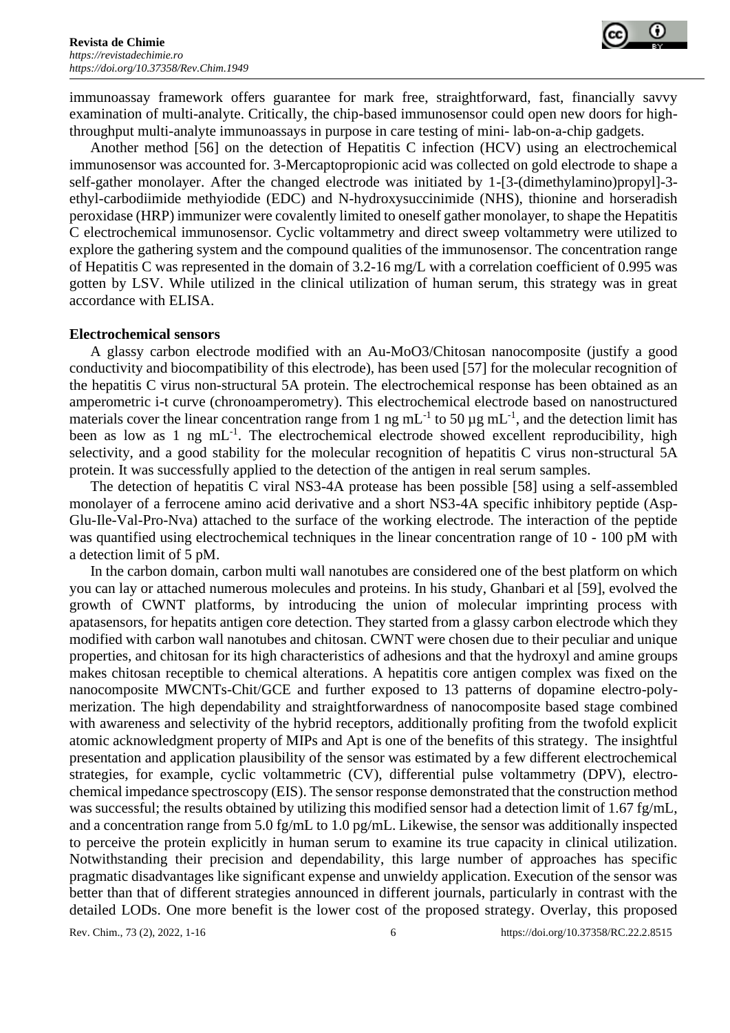immunoassay framework offers guarantee for mark free, straightforward, fast, financially savvy examination of multi-analyte. Critically, the chip-based immunosensor could open new doors for high-throughput multi-analyte immunoassays in purpose in care testing of mini- lab-on-a-chip gadgets.

Another method [56] on the detection of Hepatitis C infection (HCV) using an electrochemical immunosensor was accounted for. 3-Mercaptopropionic acid was collected on gold electrode to shape a self-gather monolayer. After the changed electrode was initiated by 1-[3-(dimethylamino)propyl]-3-ethyl-carbodiimide methyiodide (EDC) and N-hydroxysuccinimide (NHS), thionine and horseradish peroxidase (HRP) immunizer were covalently limited to oneself gather monolayer, to shape the Hepatitis C electrochemical immunosensor. Cyclic voltammetry and direct sweep voltammetry were utilized to explore the gathering system and the compound qualities of the immunosensor. The concentration range of Hepatitis C was represented in the domain of 3.2-16 mg/L with a correlation coefficient of 0.995 was gotten by LSV. While utilized in the clinical utilization of human serum, this strategy was in great accordance with ELISA.

**Electrochemical sensors**

A glassy carbon electrode modified with an Au-$MoO_3$/Chitosan nanocomposite (justify a good conductivity and biocompatibility of this electrode), has been used [57] for the molecular recognition of the hepatitis C virus non-structural 5A protein. The electrochemical response has been obtained as an amperometric i-t curve (chronoamperometry). This electrochemical electrode based on nanostructured materials cover the linear concentration range from 1 ng $mL^{-1}$ to 50 µg $mL^{-1}$, and the detection limit has been as low as 1 ng $mL^{-1}$. The electrochemical electrode showed excellent reproducibility, high selectivity, and a good stability for the molecular recognition of hepatitis C virus non-structural 5A protein. It was successfully applied to the detection of the antigen in real serum samples.

The detection of hepatitis C viral NS3-4A protease has been possible [58] using a self-assembled monolayer of a ferrocene amino acid derivative and a short NS3-4A specific inhibitory peptide (Asp-Glu-Ile-Val-Pro-Nva) attached to the surface of the working electrode. The interaction of the peptide was quantified using electrochemical techniques in the linear concentration range of 10 - 100 pM with a detection limit of 5 pM.

In the carbon domain, carbon multi wall nanotubes are considered one of the best platform on which you can lay or attached numerous molecules and proteins. In his study, Ghanbari et al [59], evolved the growth of CWNT platforms, by introducing the union of molecular imprinting process with apatasensors, for hepatits antigen core detection. They started from a glassy carbon electrode which they modified with carbon wall nanotubes and chitosan. CWNT were chosen due to their peculiar and unique properties, and chitosan for its high characteristics of adhesions and that the hydroxyl and amine groups makes chitosan receptible to chemical alterations. A hepatitis core antigen complex was fixed on the nanocomposite MWCNTs-Chit/GCE and further exposed to 13 patterns of dopamine electro-polymerization. The high dependability and straightforwardness of nanocomposite based stage combined with awareness and selectivity of the hybrid receptors, additionally profiting from the twofold explicit atomic acknowledgment property of MIPs and Apt is one of the benefits of this strategy. The insightful presentation and application plausibility of the sensor was estimated by a few different electrochemical strategies, for example, cyclic voltammetric (CV), differential pulse voltammetry (DPV), electrochemical impedance spectroscopy (EIS). The sensor response demonstrated that the construction method was successful; the results obtained by utilizing this modified sensor had a detection limit of 1.67 fg/mL, and a concentration range from 5.0 fg/mL to 1.0 pg/mL. Likewise, the sensor was additionally inspected to perceive the protein explicitly in human serum to examine its true capacity in clinical utilization. Notwithstanding their precision and dependability, this large number of approaches has specific pragmatic disadvantages like significant expense and unwieldy application. Execution of the sensor was better than that of different strategies announced in different journals, particularly in contrast with the detailed LODs. One more benefit is the lower cost of the proposed strategy. Overlay, this proposed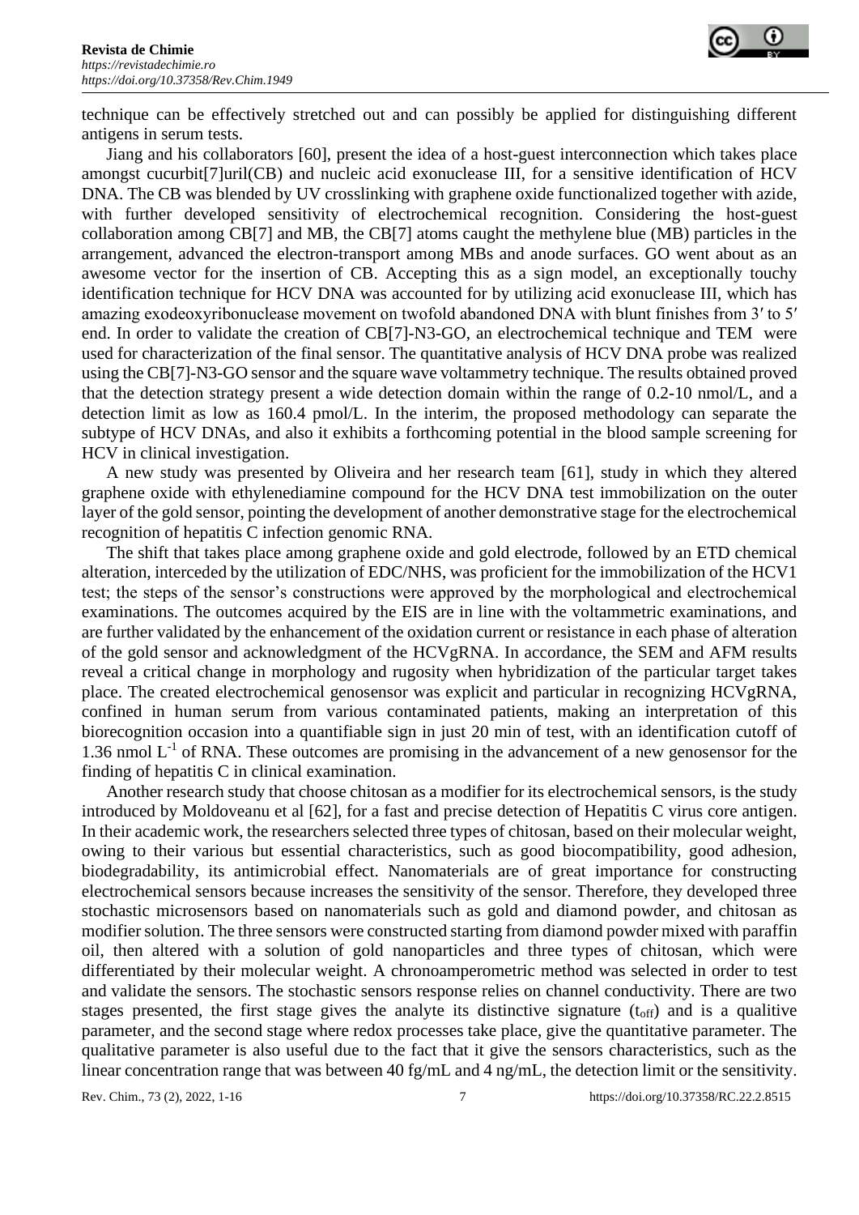technique can be effectively stretched out and can possibly be applied for distinguishing different antigens in serum tests.

Jiang and his collaborators [60], present the idea of a host-guest interconnection which takes place amongst cucurbit[7]uril(CB) and nucleic acid exonuclease III, for a sensitive identification of HCV DNA. The CB was blended by UV crosslinking with graphene oxide functionalized together with azide, with further developed sensitivity of electrochemical recognition. Considering the host-guest collaboration among CB[7] and MB, the CB[7] atoms caught the methylene blue (MB) particles in the arrangement, advanced the electron-transport among MBs and anode surfaces. GO went about as an awesome vector for the insertion of CB. Accepting this as a sign model, an exceptionally touchy identification technique for HCV DNA was accounted for by utilizing acid exonuclease III, which has amazing exodeoxyribonuclease movement on twofold abandoned DNA with blunt finishes from 3′ to 5′ end. In order to validate the creation of CB[7]-N3-GO, an electrochemical technique and TEM were used for characterization of the final sensor. The quantitative analysis of HCV DNA probe was realized using the CB[7]-N3-GO sensor and the square wave voltammetry technique. The results obtained proved that the detection strategy present a wide detection domain within the range of 0.2-10 nmol/L, and a detection limit as low as 160.4 pmol/L. In the interim, the proposed methodology can separate the subtype of HCV DNAs, and also it exhibits a forthcoming potential in the blood sample screening for HCV in clinical investigation.

A new study was presented by Oliveira and her research team [61], study in which they altered graphene oxide with ethylenediamine compound for the HCV DNA test immobilization on the outer layer of the gold sensor, pointing the development of another demonstrative stage for the electrochemical recognition of hepatitis C infection genomic RNA.

The shift that takes place among graphene oxide and gold electrode, followed by an ETD chemical alteration, interceded by the utilization of EDC/NHS, was proficient for the immobilization of the HCV1 test; the steps of the sensor's constructions were approved by the morphological and electrochemical examinations. The outcomes acquired by the EIS are in line with the voltammetric examinations, and are further validated by the enhancement of the oxidation current or resistance in each phase of alteration of the gold sensor and acknowledgment of the HCVgRNA. In accordance, the SEM and AFM results reveal a critical change in morphology and rugosity when hybridization of the particular target takes place. The created electrochemical genosensor was explicit and particular in recognizing HCVgRNA, confined in human serum from various contaminated patients, making an interpretation of this biorecognition occasion into a quantifiable sign in just 20 min of test, with an identification cutoff of 1.36 nmol $L^{-1}$ of RNA. These outcomes are promising in the advancement of a new genosensor for the finding of hepatitis C in clinical examination.

Another research study that choose chitosan as a modifier for its electrochemical sensors, is the study introduced by Moldoveanu et al [62], for a fast and precise detection of Hepatitis C virus core antigen. In their academic work, the researchers selected three types of chitosan, based on their molecular weight, owing to their various but essential characteristics, such as good biocompatibility, good adhesion, biodegradability, its antimicrobial effect. Nanomaterials are of great importance for constructing electrochemical sensors because increases the sensitivity of the sensor. Therefore, they developed three stochastic microsensors based on nanomaterials such as gold and diamond powder, and chitosan as modifier solution. The three sensors were constructed starting from diamond powder mixed with paraffin oil, then altered with a solution of gold nanoparticles and three types of chitosan, which were differentiated by their molecular weight. A chronoamperometric method was selected in order to test and validate the sensors. The stochastic sensors response relies on channel conductivity. There are two stages presented, the first stage gives the analyte its distinctive signature ($t_{off}$) and is a qualitive parameter, and the second stage where redox processes take place, give the quantitative parameter. The qualitative parameter is also useful due to the fact that it give the sensors characteristics, such as the linear concentration range that was between 40 fg/mL and 4 ng/mL, the detection limit or the sensitivity.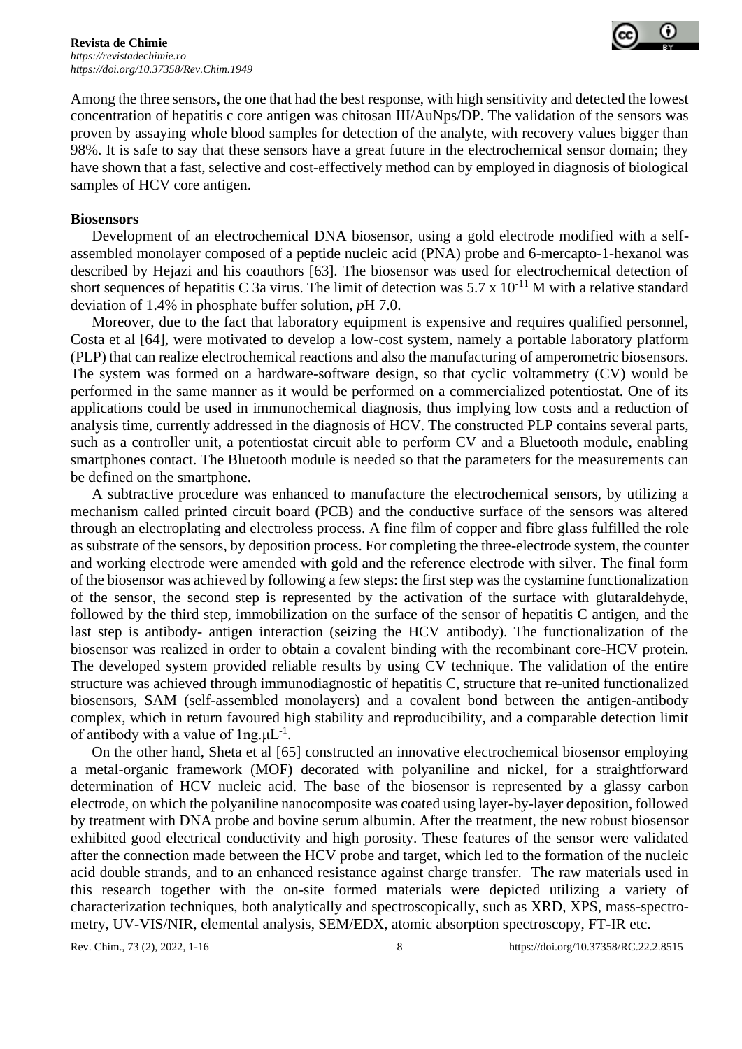Among the three sensors, the one that had the best response, with high sensitivity and detected the lowest concentration of hepatitis c core antigen was chitosan III/AuNps/DP. The validation of the sensors was proven by assaying whole blood samples for detection of the analyte, with recovery values bigger than 98%. It is safe to say that these sensors have a great future in the electrochemical sensor domain; they have shown that a fast, selective and cost-effectively method can by employed in diagnosis of biological samples of HCV core antigen.

**Biosensors**

Development of an electrochemical DNA biosensor, using a gold electrode modified with a self-assembled monolayer composed of a peptide nucleic acid (PNA) probe and 6-mercapto-1-hexanol was described by Hejazi and his coauthors [63]. The biosensor was used for electrochemical detection of short sequences of hepatitis C 3a virus. The limit of detection was $5.7 \times 10^{-11}$ M with a relative standard deviation of 1.4% in phosphate buffer solution, *p*H 7.0.

Moreover, due to the fact that laboratory equipment is expensive and requires qualified personnel, Costa et al [64], were motivated to develop a low-cost system, namely a portable laboratory platform (PLP) that can realize electrochemical reactions and also the manufacturing of amperometric biosensors. The system was formed on a hardware-software design, so that cyclic voltammetry (CV) would be performed in the same manner as it would be performed on a commercialized potentiostat. One of its applications could be used in immunochemical diagnosis, thus implying low costs and a reduction of analysis time, currently addressed in the diagnosis of HCV. The constructed PLP contains several parts, such as a controller unit, a potentiostat circuit able to perform CV and a Bluetooth module, enabling smartphones contact. The Bluetooth module is needed so that the parameters for the measurements can be defined on the smartphone.

A subtractive procedure was enhanced to manufacture the electrochemical sensors, by utilizing a mechanism called printed circuit board (PCB) and the conductive surface of the sensors was altered through an electroplating and electroless process. A fine film of copper and fibre glass fulfilled the role as substrate of the sensors, by deposition process. For completing the three-electrode system, the counter and working electrode were amended with gold and the reference electrode with silver. The final form of the biosensor was achieved by following a few steps: the first step was the cystamine functionalization of the sensor, the second step is represented by the activation of the surface with glutaraldehyde, followed by the third step, immobilization on the surface of the sensor of hepatitis C antigen, and the last step is antibody- antigen interaction (seizing the HCV antibody). The functionalization of the biosensor was realized in order to obtain a covalent binding with the recombinant core-HCV protein. The developed system provided reliable results by using CV technique. The validation of the entire structure was achieved through immunodiagnostic of hepatitis C, structure that re-united functionalized biosensors, SAM (self-assembled monolayers) and a covalent bond between the antigen-antibody complex, which in return favoured high stability and reproducibility, and a comparable detection limit of antibody with a value of $1 ng.\mu L^{-1}$.

On the other hand, Sheta et al [65] constructed an innovative electrochemical biosensor employing a metal-organic framework (MOF) decorated with polyaniline and nickel, for a straightforward determination of HCV nucleic acid. The base of the biosensor is represented by a glassy carbon electrode, on which the polyaniline nanocomposite was coated using layer-by-layer deposition, followed by treatment with DNA probe and bovine serum albumin. After the treatment, the new robust biosensor exhibited good electrical conductivity and high porosity. These features of the sensor were validated after the connection made between the HCV probe and target, which led to the formation of the nucleic acid double strands, and to an enhanced resistance against charge transfer. The raw materials used in this research together with the on-site formed materials were depicted utilizing a variety of characterization techniques, both analytically and spectroscopically, such as XRD, XPS, mass-spectrometry, UV-VIS/NIR, elemental analysis, SEM/EDX, atomic absorption spectroscopy, FT-IR etc.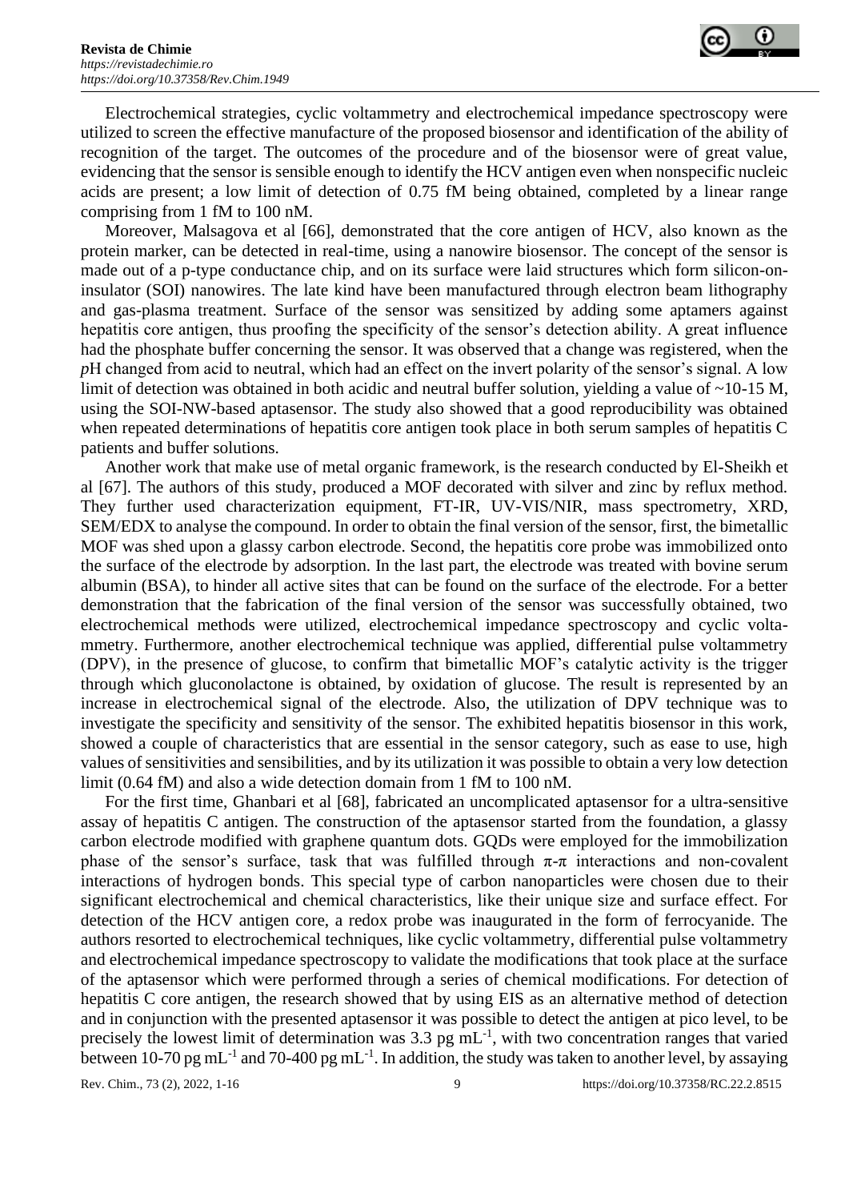Electrochemical strategies, cyclic voltammetry and electrochemical impedance spectroscopy were utilized to screen the effective manufacture of the proposed biosensor and identification of the ability of recognition of the target. The outcomes of the procedure and of the biosensor were of great value, evidencing that the sensor is sensible enough to identify the HCV antigen even when nonspecific nucleic acids are present; a low limit of detection of 0.75 fM being obtained, completed by a linear range comprising from 1 fM to 100 nM.

Moreover, Malsagova et al [66], demonstrated that the core antigen of HCV, also known as the protein marker, can be detected in real-time, using a nanowire biosensor. The concept of the sensor is made out of a p-type conductance chip, and on its surface were laid structures which form silicon-on-insulator (SOI) nanowires. The late kind have been manufactured through electron beam lithography and gas-plasma treatment. Surface of the sensor was sensitized by adding some aptamers against hepatitis core antigen, thus proofing the specificity of the sensor's detection ability. A great influence had the phosphate buffer concerning the sensor. It was observed that a change was registered, when the *p*H changed from acid to neutral, which had an effect on the invert polarity of the sensor's signal. A low limit of detection was obtained in both acidic and neutral buffer solution, yielding a value of ~10-15 M, using the SOI-NW-based aptasensor. The study also showed that a good reproducibility was obtained when repeated determinations of hepatitis core antigen took place in both serum samples of hepatitis C patients and buffer solutions.

Another work that make use of metal organic framework, is the research conducted by El-Sheikh et al [67]. The authors of this study, produced a MOF decorated with silver and zinc by reflux method. They further used characterization equipment, FT-IR, UV-VIS/NIR, mass spectrometry, XRD, SEM/EDX to analyse the compound. In order to obtain the final version of the sensor, first, the bimetallic MOF was shed upon a glassy carbon electrode. Second, the hepatitis core probe was immobilized onto the surface of the electrode by adsorption. In the last part, the electrode was treated with bovine serum albumin (BSA), to hinder all active sites that can be found on the surface of the electrode. For a better demonstration that the fabrication of the final version of the sensor was successfully obtained, two electrochemical methods were utilized, electrochemical impedance spectroscopy and cyclic voltammetry. Furthermore, another electrochemical technique was applied, differential pulse voltammetry (DPV), in the presence of glucose, to confirm that bimetallic MOF's catalytic activity is the trigger through which gluconolactone is obtained, by oxidation of glucose. The result is represented by an increase in electrochemical signal of the electrode. Also, the utilization of DPV technique was to investigate the specificity and sensitivity of the sensor. The exhibited hepatitis biosensor in this work, showed a couple of characteristics that are essential in the sensor category, such as ease to use, high values of sensitivities and sensibilities, and by its utilization it was possible to obtain a very low detection limit (0.64 fM) and also a wide detection domain from 1 fM to 100 nM.

For the first time, Ghanbari et al [68], fabricated an uncomplicated aptasensor for a ultra-sensitive assay of hepatitis C antigen. The construction of the aptasensor started from the foundation, a glassy carbon electrode modified with graphene quantum dots. GQDs were employed for the immobilization phase of the sensor's surface, task that was fulfilled through π-π interactions and non-covalent interactions of hydrogen bonds. This special type of carbon nanoparticles were chosen due to their significant electrochemical and chemical characteristics, like their unique size and surface effect. For detection of the HCV antigen core, a redox probe was inaugurated in the form of ferrocyanide. The authors resorted to electrochemical techniques, like cyclic voltammetry, differential pulse voltammetry and electrochemical impedance spectroscopy to validate the modifications that took place at the surface of the aptasensor which were performed through a series of chemical modifications. For detection of hepatitis C core antigen, the research showed that by using EIS as an alternative method of detection and in conjunction with the presented aptasensor it was possible to detect the antigen at pico level, to be precisely the lowest limit of determination was 3.3 pg $mL^{-1}$, with two concentration ranges that varied between 10-70 pg $mL^{-1}$ and 70-400 pg $mL^{-1}$. In addition, the study was taken to another level, by assaying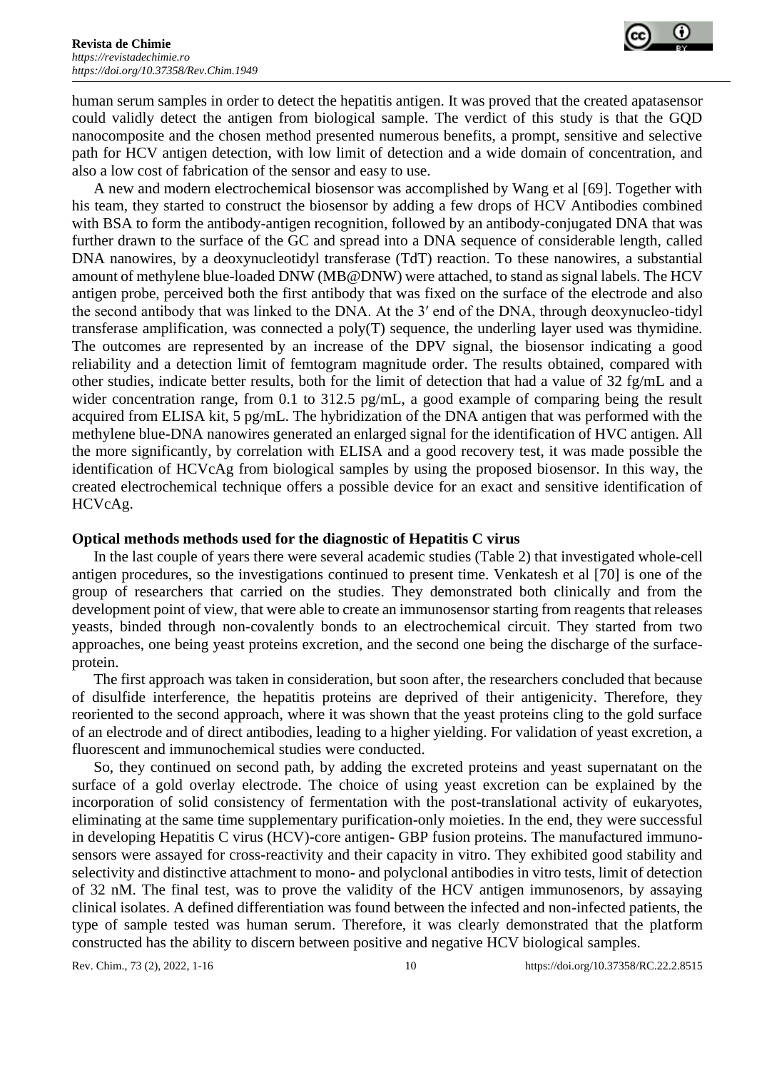human serum samples in order to detect the hepatitis antigen. It was proved that the created apatasensor could validly detect the antigen from biological sample. The verdict of this study is that the GQD nanocomposite and the chosen method presented numerous benefits, a prompt, sensitive and selective path for HCV antigen detection, with low limit of detection and a wide domain of concentration, and also a low cost of fabrication of the sensor and easy to use.

A new and modern electrochemical biosensor was accomplished by Wang et al [69]. Together with his team, they started to construct the biosensor by adding a few drops of HCV Antibodies combined with BSA to form the antibody-antigen recognition, followed by an antibody-conjugated DNA that was further drawn to the surface of the GC and spread into a DNA sequence of considerable length, called DNA nanowires, by a deoxynucleotidyl transferase (TdT) reaction. To these nanowires, a substantial amount of methylene blue-loaded DNW (MB@DNW) were attached, to stand as signal labels. The HCV antigen probe, perceived both the first antibody that was fixed on the surface of the electrode and also the second antibody that was linked to the DNA. At the 3′ end of the DNA, through deoxynucleo-tidyl transferase amplification, was connected a poly(T) sequence, the underling layer used was thymidine. The outcomes are represented by an increase of the DPV signal, the biosensor indicating a good reliability and a detection limit of femtogram magnitude order. The results obtained, compared with other studies, indicate better results, both for the limit of detection that had a value of 32 fg/mL and a wider concentration range, from 0.1 to 312.5 pg/mL, a good example of comparing being the result acquired from ELISA kit, 5 pg/mL. The hybridization of the DNA antigen that was performed with the methylene blue-DNA nanowires generated an enlarged signal for the identification of HVC antigen. All the more significantly, by correlation with ELISA and a good recovery test, it was made possible the identification of HCVcAg from biological samples by using the proposed biosensor. In this way, the created electrochemical technique offers a possible device for an exact and sensitive identification of HCVcAg.

**Optical methods methods used for the diagnostic of Hepatitis C virus**

In the last couple of years there were several academic studies (Table 2) that investigated whole-cell antigen procedures, so the investigations continued to present time. Venkatesh et al [70] is one of the group of researchers that carried on the studies. They demonstrated both clinically and from the development point of view, that were able to create an immunosensor starting from reagents that releases yeasts, binded through non-covalently bonds to an electrochemical circuit. They started from two approaches, one being yeast proteins excretion, and the second one being the discharge of the surface-protein.

The first approach was taken in consideration, but soon after, the researchers concluded that because of disulfide interference, the hepatitis proteins are deprived of their antigenicity. Therefore, they reoriented to the second approach, where it was shown that the yeast proteins cling to the gold surface of an electrode and of direct antibodies, leading to a higher yielding. For validation of yeast excretion, a fluorescent and immunochemical studies were conducted.

So, they continued on second path, by adding the excreted proteins and yeast supernatant on the surface of a gold overlay electrode. The choice of using yeast excretion can be explained by the incorporation of solid consistency of fermentation with the post-translational activity of eukaryotes, eliminating at the same time supplementary purification-only moieties. In the end, they were successful in developing Hepatitis C virus (HCV)-core antigen- GBP fusion proteins. The manufactured immuno-sensors were assayed for cross-reactivity and their capacity in vitro. They exhibited good stability and selectivity and distinctive attachment to mono- and polyclonal antibodies in vitro tests, limit of detection of 32 nM. The final test, was to prove the validity of the HCV antigen immunosenors, by assaying clinical isolates. A defined differentiation was found between the infected and non-infected patients, the type of sample tested was human serum. Therefore, it was clearly demonstrated that the platform constructed has the ability to discern between positive and negative HCV biological samples.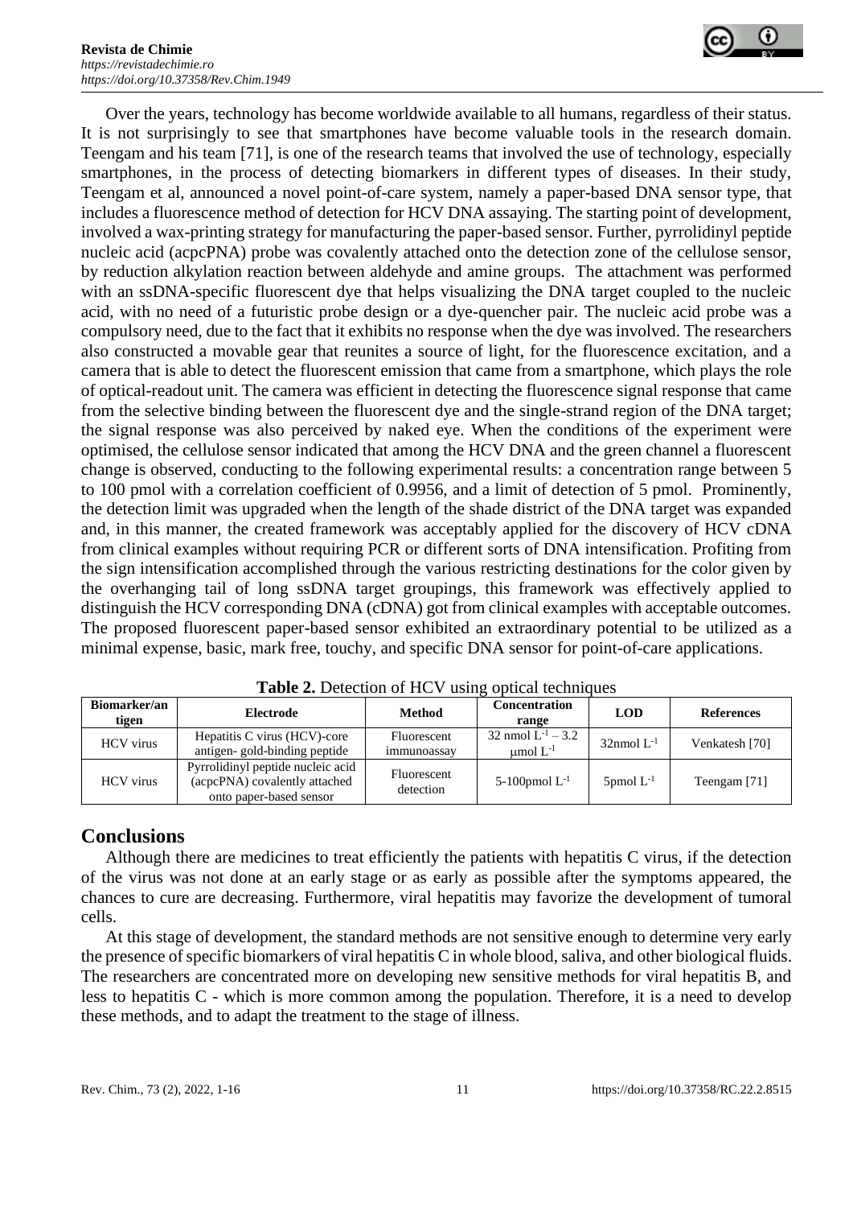Over the years, technology has become worldwide available to all humans, regardless of their status. It is not surprisingly to see that smartphones have become valuable tools in the research domain. Teengam and his team [71], is one of the research teams that involved the use of technology, especially smartphones, in the process of detecting biomarkers in different types of diseases. In their study, Teengam et al, announced a novel point-of-care system, namely a paper-based DNA sensor type, that includes a fluorescence method of detection for HCV DNA assaying. The starting point of development, involved a wax-printing strategy for manufacturing the paper-based sensor. Further, pyrrolidinyl peptide nucleic acid (acpcPNA) probe was covalently attached onto the detection zone of the cellulose sensor, by reduction alkylation reaction between aldehyde and amine groups. The attachment was performed with an ssDNA-specific fluorescent dye that helps visualizing the DNA target coupled to the nucleic acid, with no need of a futuristic probe design or a dye-quencher pair. The nucleic acid probe was a compulsory need, due to the fact that it exhibits no response when the dye was involved. The researchers also constructed a movable gear that reunites a source of light, for the fluorescence excitation, and a camera that is able to detect the fluorescent emission that came from a smartphone, which plays the role of optical-readout unit. The camera was efficient in detecting the fluorescence signal response that came from the selective binding between the fluorescent dye and the single-strand region of the DNA target; the signal response was also perceived by naked eye. When the conditions of the experiment were optimised, the cellulose sensor indicated that among the HCV DNA and the green channel a fluorescent change is observed, conducting to the following experimental results: a concentration range between 5 to 100 pmol with a correlation coefficient of 0.9956, and a limit of detection of 5 pmol. Prominently, the detection limit was upgraded when the length of the shade district of the DNA target was expanded and, in this manner, the created framework was acceptably applied for the discovery of HCV cDNA from clinical examples without requiring PCR or different sorts of DNA intensification. Profiting from the sign intensification accomplished through the various restricting destinations for the color given by the overhanging tail of long ssDNA target groupings, this framework was effectively applied to distinguish the HCV corresponding DNA (cDNA) got from clinical examples with acceptable outcomes. The proposed fluorescent paper-based sensor exhibited an extraordinary potential to be utilized as a minimal expense, basic, mark free, touchy, and specific DNA sensor for point-of-care applications.

**Table 2.** Detection of HCV using optical techniques

| Biomarker/antigen | Electrode | Method | Concentration range | LOD | References |
|---|---|---|---|---|---|
| HCV virus | Hepatitis C virus (HCV)-core antigen- gold-binding peptide | Fluorescent immunoassay | 32 nmol $L^{-1}$ – 3.2 μmol $L^{-1}$ | 32nmol $L^{-1}$ | Venkatesh [70] |
| HCV virus | Pyrrolidinyl peptide nucleic acid (acpcPNA) covalently attached onto paper-based sensor | Fluorescent detection | 5-100pmol $L^{-1}$ | 5pmol $L^{-1}$ | Teengam [71] |

## Conclusions

Although there are medicines to treat efficiently the patients with hepatitis C virus, if the detection of the virus was not done at an early stage or as early as possible after the symptoms appeared, the chances to cure are decreasing. Furthermore, viral hepatitis may favorize the development of tumoral cells.

At this stage of development, the standard methods are not sensitive enough to determine very early the presence of specific biomarkers of viral hepatitis C in whole blood, saliva, and other biological fluids. The researchers are concentrated more on developing new sensitive methods for viral hepatitis B, and less to hepatitis C - which is more common among the population. Therefore, it is a need to develop these methods, and to adapt the treatment to the stage of illness.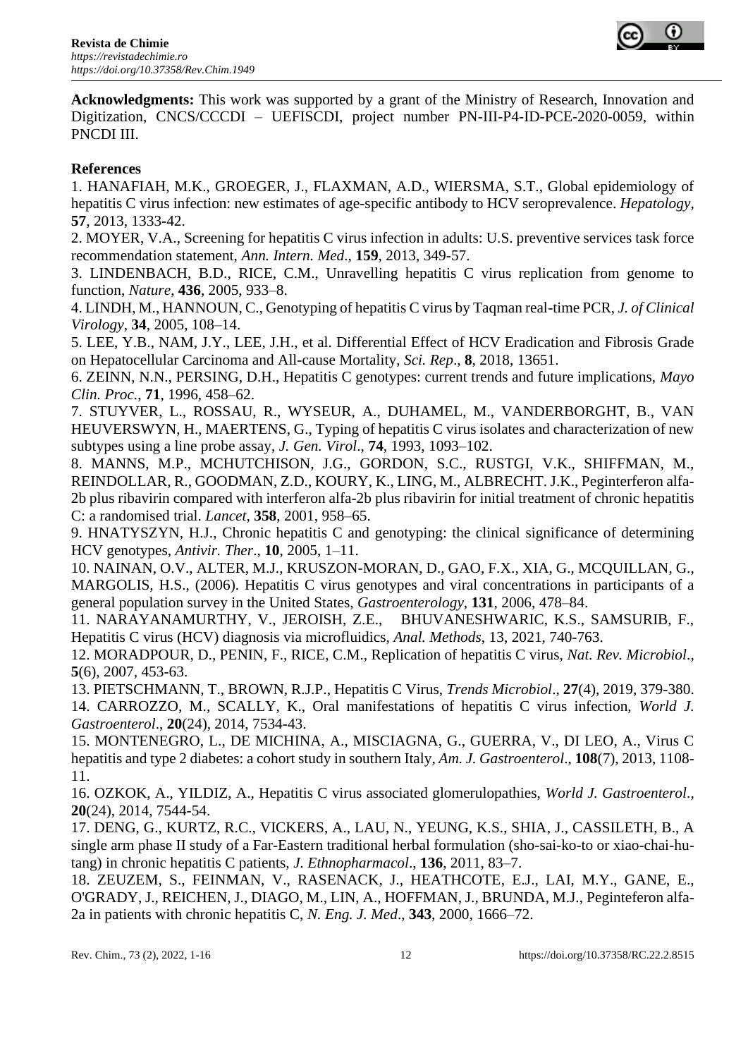**Acknowledgments:** This work was supported by a grant of the Ministry of Research, Innovation and Digitization, CNCS/CCCDI – UEFISCDI, project number PN-III-P4-ID-PCE-2020-0059, within PNCDI III.

## References

1. HANAFIAH, M.K., GROEGER, J., FLAXMAN, A.D., WIERSMA, S.T., Global epidemiology of hepatitis C virus infection: new estimates of age-specific antibody to HCV seroprevalence. *Hepatology*, **57**, 2013, 1333-42.
2. MOYER, V.A., Screening for hepatitis C virus infection in adults: U.S. preventive services task force recommendation statement, *Ann. Intern. Med*., **159**, 2013, 349-57.
3. LINDENBACH, B.D., RICE, C.M., Unravelling hepatitis C virus replication from genome to function, *Nature*, **436**, 2005, 933–8.
4. LINDH, M., HANNOUN, C., Genotyping of hepatitis C virus by Taqman real-time PCR, *J. of Clinical Virology*, **34**, 2005, 108–14.
5. LEE, Y.B., NAM, J.Y., LEE, J.H., et al. Differential Effect of HCV Eradication and Fibrosis Grade on Hepatocellular Carcinoma and All-cause Mortality, *Sci. Rep*., **8**, 2018, 13651.
6. ZEINN, N.N., PERSING, D.H., Hepatitis C genotypes: current trends and future implications, *Mayo Clin. Proc.*, **71**, 1996, 458–62.
7. STUYVER, L., ROSSAU, R., WYSEUR, A., DUHAMEL, M., VANDERBORGHT, B., VAN HEUVERSWYN, H., MAERTENS, G., Typing of hepatitis C virus isolates and characterization of new subtypes using a line probe assay, *J. Gen. Virol*., **74**, 1993, 1093–102.
8. MANNS, M.P., MCHUTCHISON, J.G., GORDON, S.C., RUSTGI, V.K., SHIFFMAN, M., REINDOLLAR, R., GOODMAN, Z.D., KOURY, K., LING, M., ALBRECHT. J.K., Peginterferon alfa-2b plus ribavirin compared with interferon alfa-2b plus ribavirin for initial treatment of chronic hepatitis C: a randomised trial. *Lancet*, **358**, 2001, 958–65.
9. HNATYSZYN, H.J., Chronic hepatitis C and genotyping: the clinical significance of determining HCV genotypes, *Antivir. Ther*., **10**, 2005, 1–11.
10. NAINAN, O.V., ALTER, M.J., KRUSZON-MORAN, D., GAO, F.X., XIA, G., MCQUILLAN, G., MARGOLIS, H.S., (2006). Hepatitis C virus genotypes and viral concentrations in participants of a general population survey in the United States, *Gastroenterology*, **131**, 2006, 478–84.
11. NARAYANAMURTHY, V., JEROISH, Z.E., BHUVANESHWARIC, K.S., SAMSURIB, F., Hepatitis C virus (HCV) diagnosis via microfluidics, *Anal. Methods*, 13, 2021, 740-763.
12. MORADPOUR, D., PENIN, F., RICE, C.M., Replication of hepatitis C virus, *Nat. Rev. Microbiol*., **5**(6), 2007, 453-63.
13. PIETSCHMANN, T., BROWN, R.J.P., Hepatitis C Virus, *Trends Microbiol*., **27**(4), 2019, 379-380.
14. CARROZZO, M., SCALLY, K., Oral manifestations of hepatitis C virus infection, *World J. Gastroenterol*., **20**(24), 2014, 7534-43.
15. MONTENEGRO, L., DE MICHINA, A., MISCIAGNA, G., GUERRA, V., DI LEO, A., Virus C hepatitis and type 2 diabetes: a cohort study in southern Italy, *Am. J. Gastroenterol*., **108**(7), 2013, 1108-11.
16. OZKOK, A., YILDIZ, A., Hepatitis C virus associated glomerulopathies, *World J. Gastroenterol*., **20**(24), 2014, 7544-54.
17. DENG, G., KURTZ, R.C., VICKERS, A., LAU, N., YEUNG, K.S., SHIA, J., CASSILETH, B., A single arm phase II study of a Far-Eastern traditional herbal formulation (sho-sai-ko-to or xiao-chai-hu-tang) in chronic hepatitis C patients, *J. Ethnopharmacol*., **136**, 2011, 83–7.
18. ZEUZEM, S., FEINMAN, V., RASENACK, J., HEATHCOTE, E.J., LAI, M.Y., GANE, E., O'GRADY, J., REICHEN, J., DIAGO, M., LIN, A., HOFFMAN, J., BRUNDA, M.J., Peginteferon alfa-2a in patients with chronic hepatitis C, *N. Eng. J. Med*., **343**, 2000, 1666–72.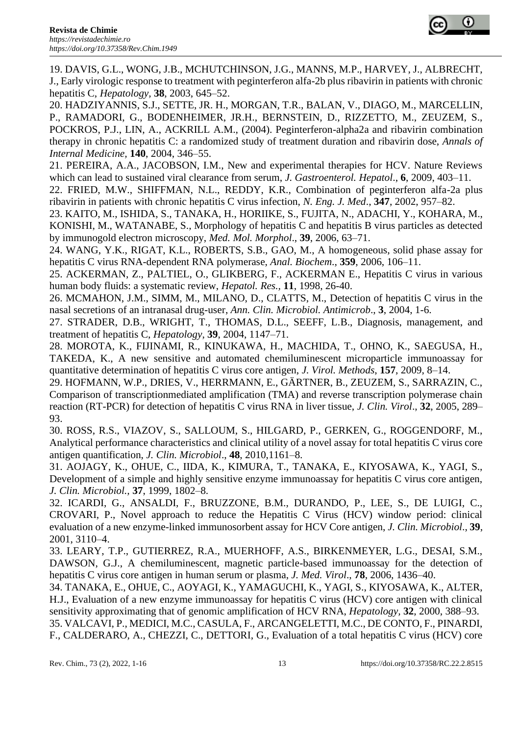19. DAVIS, G.L., WONG, J.B., MCHUTCHINSON, J.G., MANNS, M.P., HARVEY, J., ALBRECHT, J., Early virologic response to treatment with peginterferon alfa-2b plus ribavirin in patients with chronic hepatitis C, *Hepatology*, **38**, 2003, 645–52.

20. HADZIYANNIS, S.J., SETTE, JR. H., MORGAN, T.R., BALAN, V., DIAGO, M., MARCELLIN, P., RAMADORI, G., BODENHEIMER, JR.H., BERNSTEIN, D., RIZZETTO, M., ZEUZEM, S., POCKROS, P.J., LIN, A., ACKRILL A.M., (2004). Peginterferon-alpha2a and ribavirin combination therapy in chronic hepatitis C: a randomized study of treatment duration and ribavirin dose, *Annals of Internal Medicine,* **140**, 2004, 346–55.

21. PEREIRA, A.A., JACOBSON, I.M., New and experimental therapies for HCV. Nature Reviews which can lead to sustained viral clearance from serum, *J. Gastroenterol. Hepatol*., **6**, 2009, 403–11.

22. FRIED, M.W., SHIFFMAN, N.L., REDDY, K.R., Combination of peginterferon alfa-2a plus ribavirin in patients with chronic hepatitis C virus infection, *N. Eng. J. Med*., **347**, 2002, 957–82.

23. KAITO, M., ISHIDA, S., TANAKA, H., HORIIKE, S., FUJITA, N., ADACHI, Y., KOHARA, M., KONISHI, M., WATANABE, S., Morphology of hepatitis C and hepatitis B virus particles as detected by immunogold electron microscopy, *Med. Mol. Morphol*., **39**, 2006, 63–71.

24. WANG, Y.K., RIGAT, K.L., ROBERTS, S.B., GAO, M., A homogeneous, solid phase assay for hepatitis C virus RNA-dependent RNA polymerase, *Anal. Biochem*., **359**, 2006, 106–11.

25. ACKERMAN, Z., PALTIEL, O., GLIKBERG, F., ACKERMAN E., Hepatitis C virus in various human body fluids: a systematic review, *Hepatol. Res.,* **11**, 1998, 26-40.

26. MCMAHON, J.M., SIMM, M., MILANO, D., CLATTS, M., Detection of hepatitis C virus in the nasal secretions of an intranasal drug-user, *Ann. Clin. Microbiol. Antimicrob*., **3**, 2004, 1-6.

27. STRADER, D.B., WRIGHT, T., THOMAS, D.L., SEEFF, L.B., Diagnosis, management, and treatment of hepatitis C, *Hepatology*, **39**, 2004, 1147–71.

28. MOROTA, K., FIJINAMI, R., KINUKAWA, H., MACHIDA, T., OHNO, K., SAEGUSA, H., TAKEDA, K., A new sensitive and automated chemiluminescent microparticle immunoassay for quantitative determination of hepatitis C virus core antigen, *J. Virol. Methods*, **157**, 2009, 8–14.

29. HOFMANN, W.P., DRIES, V., HERRMANN, E., GÄRTNER, B., ZEUZEM, S., SARRAZIN, C., Comparison of transcriptionmediated amplification (TMA) and reverse transcription polymerase chain reaction (RT-PCR) for detection of hepatitis C virus RNA in liver tissue, *J. Clin. Virol*., **32**, 2005, 289–93.

30. ROSS, R.S., VIAZOV, S., SALLOUM, S., HILGARD, P., GERKEN, G., ROGGENDORF, M., Analytical performance characteristics and clinical utility of a novel assay for total hepatitis C virus core antigen quantification, *J. Clin. Microbiol*., **48**, 2010,1161–8.

31. AOJAGY, K., OHUE, C., IIDA, K., KIMURA, T., TANAKA, E., KIYOSAWA, K., YAGI, S., Development of a simple and highly sensitive enzyme immunoassay for hepatitis C virus core antigen, *J. Clin. Microbiol.,* **37**, 1999, 1802–8.

32. ICARDI, G., ANSALDI, F., BRUZZONE, B.M., DURANDO, P., LEE, S., DE LUIGI, C., CROVARI, P., Novel approach to reduce the Hepatitis C Virus (HCV) window period: clinical evaluation of a new enzyme-linked immunosorbent assay for HCV Core antigen, *J. Clin. Microbiol*., **39**, 2001, 3110–4.

33. LEARY, T.P., GUTIERREZ, R.A., MUERHOFF, A.S., BIRKENMEYER, L.G., DESAI, S.M., DAWSON, G.J., A chemiluminescent, magnetic particle-based immunoassay for the detection of hepatitis C virus core antigen in human serum or plasma, *J. Med. Virol*., **78**, 2006, 1436–40.

34. TANAKA, E., OHUE, C., AOYAGI, K., YAMAGUCHI, K., YAGI, S., KIYOSAWA, K., ALTER, H.J., Evaluation of a new enzyme immunoassay for hepatitis C virus (HCV) core antigen with clinical sensitivity approximating that of genomic amplification of HCV RNA, *Hepatology,* **32**, 2000, 388–93.

35. VALCAVI, P., MEDICI, M.C., CASULA, F., ARCANGELETTI, M.C., DE CONTO, F., PINARDI, F., CALDERARO, A., CHEZZI, C., DETTORI, G., Evaluation of a total hepatitis C virus (HCV) core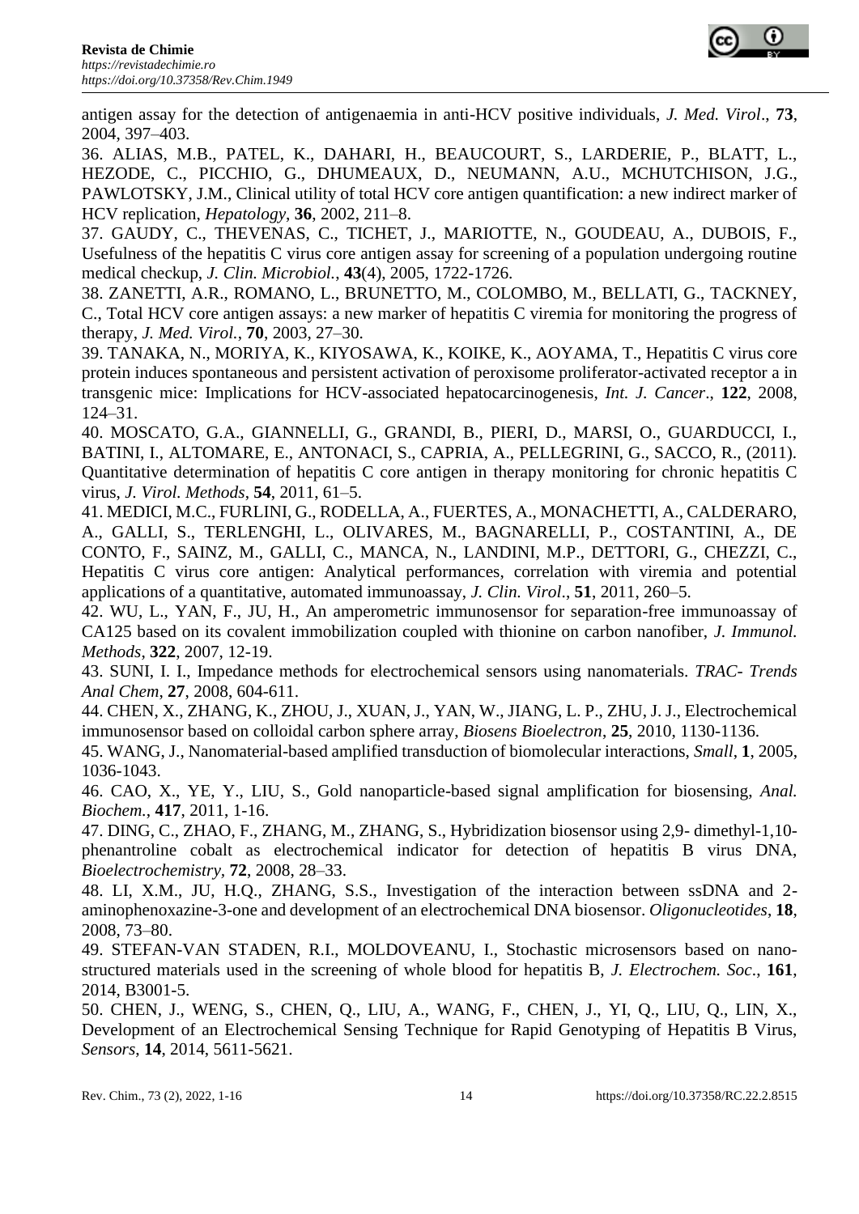antigen assay for the detection of antigenaemia in anti-HCV positive individuals, *J. Med. Virol*., **73**, 2004, 397–403.

36. ALIAS, M.B., PATEL, K., DAHARI, H., BEAUCOURT, S., LARDERIE, P., BLATT, L., HEZODE, C., PICCHIO, G., DHUMEAUX, D., NEUMANN, A.U., MCHUTCHISON, J.G., PAWLOTSKY, J.M., Clinical utility of total HCV core antigen quantification: a new indirect marker of HCV replication, *Hepatology*, **36**, 2002, 211–8.

37. GAUDY, C., THEVENAS, C., TICHET, J., MARIOTTE, N., GOUDEAU, A., DUBOIS, F., Usefulness of the hepatitis C virus core antigen assay for screening of a population undergoing routine medical checkup, *J. Clin. Microbiol.*, **43**(4), 2005, 1722-1726.

38. ZANETTI, A.R., ROMANO, L., BRUNETTO, M., COLOMBO, M., BELLATI, G., TACKNEY, C., Total HCV core antigen assays: a new marker of hepatitis C viremia for monitoring the progress of therapy, *J. Med. Virol.*, **70**, 2003, 27–30.

39. TANAKA, N., MORIYA, K., KIYOSAWA, K., KOIKE, K., AOYAMA, T., Hepatitis C virus core protein induces spontaneous and persistent activation of peroxisome proliferator-activated receptor a in transgenic mice: Implications for HCV-associated hepatocarcinogenesis, *Int. J. Cancer*., **122**, 2008, 124–31.

40. MOSCATO, G.A., GIANNELLI, G., GRANDI, B., PIERI, D., MARSI, O., GUARDUCCI, I., BATINI, I., ALTOMARE, E., ANTONACI, S., CAPRIA, A., PELLEGRINI, G., SACCO, R., (2011). Quantitative determination of hepatitis C core antigen in therapy monitoring for chronic hepatitis C virus, *J. Virol. Methods*, **54**, 2011, 61–5.

41. MEDICI, M.C., FURLINI, G., RODELLA, A., FUERTES, A., MONACHETTI, A., CALDERARO, A., GALLI, S., TERLENGHI, L., OLIVARES, M., BAGNARELLI, P., COSTANTINI, A., DE CONTO, F., SAINZ, M., GALLI, C., MANCA, N., LANDINI, M.P., DETTORI, G., CHEZZI, C., Hepatitis C virus core antigen: Analytical performances, correlation with viremia and potential applications of a quantitative, automated immunoassay, *J. Clin. Virol*., **51**, 2011, 260–5.

42. WU, L., YAN, F., JU, H., An amperometric immunosensor for separation-free immunoassay of CA125 based on its covalent immobilization coupled with thionine on carbon nanofiber, *J. Immunol. Methods*, **322**, 2007, 12-19.

43. SUNI, I. I., Impedance methods for electrochemical sensors using nanomaterials. *TRAC- Trends Anal Chem*, **27**, 2008, 604-611.

44. CHEN, X., ZHANG, K., ZHOU, J., XUAN, J., YAN, W., JIANG, L. P., ZHU, J. J., Electrochemical immunosensor based on colloidal carbon sphere array, *Biosens Bioelectron*, **25**, 2010, 1130-1136.

45. WANG, J., Nanomaterial-based amplified transduction of biomolecular interactions, *Small*, **1**, 2005, 1036-1043.

46. CAO, X., YE, Y., LIU, S., Gold nanoparticle-based signal amplification for biosensing, *Anal. Biochem.*, **417**, 2011, 1-16.

47. DING, C., ZHAO, F., ZHANG, M., ZHANG, S., Hybridization biosensor using 2,9- dimethyl-1,10-phenantroline cobalt as electrochemical indicator for detection of hepatitis B virus DNA, *Bioelectrochemistry*, **72**, 2008, 28–33.

48. LI, X.M., JU, H.Q., ZHANG, S.S., Investigation of the interaction between ssDNA and 2-aminophenoxazine-3-one and development of an electrochemical DNA biosensor. *Oligonucleotides*, **18**, 2008, 73–80.

49. STEFAN-VAN STADEN, R.I., MOLDOVEANU, I., Stochastic microsensors based on nano-structured materials used in the screening of whole blood for hepatitis B, *J. Electrochem. Soc*., **161**, 2014, B3001-5.

50. CHEN, J., WENG, S., CHEN, Q., LIU, A., WANG, F., CHEN, J., YI, Q., LIU, Q., LIN, X., Development of an Electrochemical Sensing Technique for Rapid Genotyping of Hepatitis B Virus, *Sensors*, **14**, 2014, 5611-5621.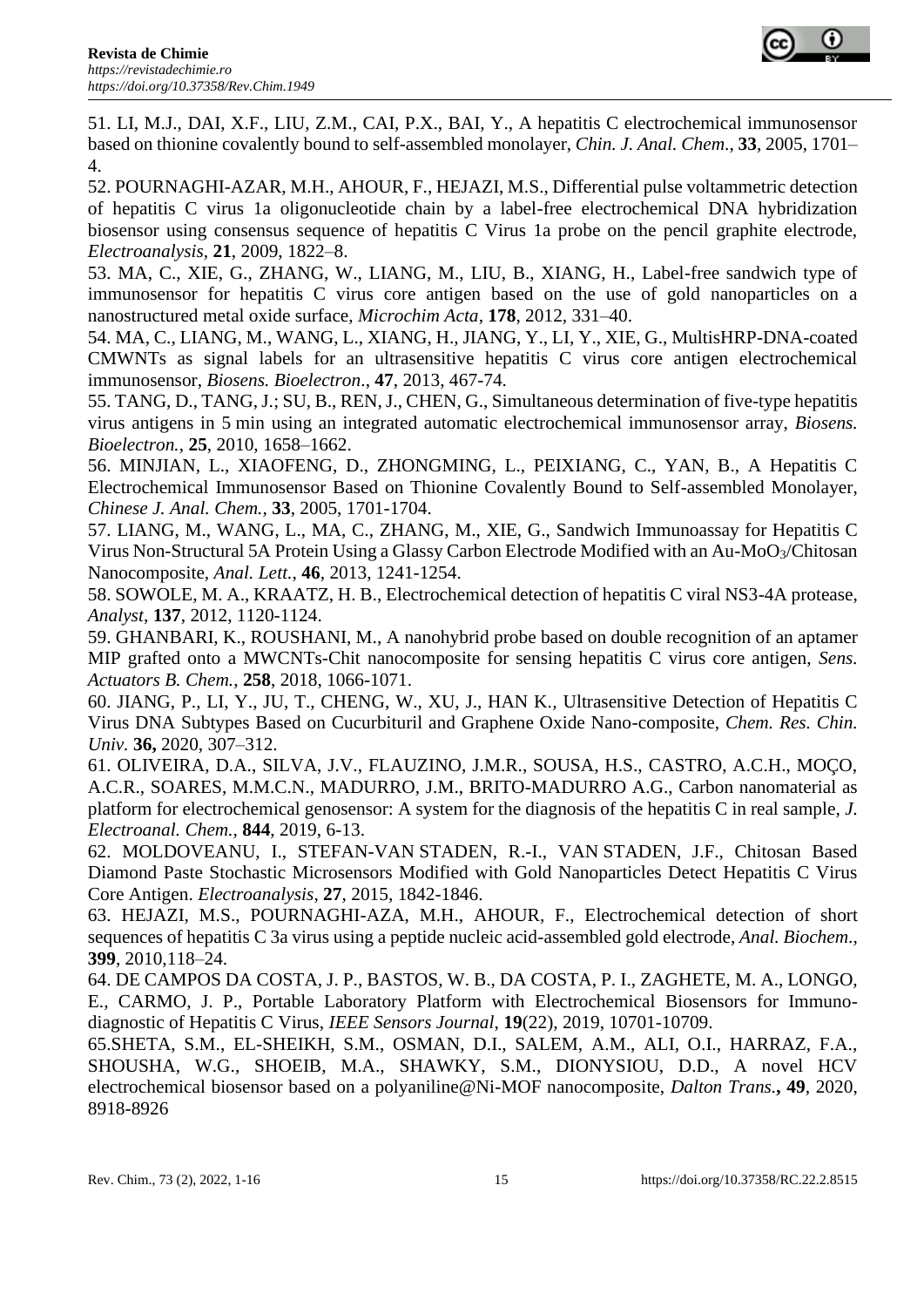51. LI, M.J., DAI, X.F., LIU, Z.M., CAI, P.X., BAI, Y., A hepatitis C electrochemical immunosensor based on thionine covalently bound to self-assembled monolayer, *Chin. J. Anal. Chem.*, **33**, 2005, 1701–4.

52. POURNAGHI-AZAR, M.H., AHOUR, F., HEJAZI, M.S., Differential pulse voltammetric detection of hepatitis C virus 1a oligonucleotide chain by a label-free electrochemical DNA hybridization biosensor using consensus sequence of hepatitis C Virus 1a probe on the pencil graphite electrode, *Electroanalysis*, **21**, 2009, 1822–8.

53. MA, C., XIE, G., ZHANG, W., LIANG, M., LIU, B., XIANG, H., Label-free sandwich type of immunosensor for hepatitis C virus core antigen based on the use of gold nanoparticles on a nanostructured metal oxide surface, *Microchim Acta*, **178**, 2012, 331–40.

54. MA, C., LIANG, M., WANG, L., XIANG, H., JIANG, Y., LI, Y., XIE, G., MultisHRP-DNA-coated CMWNTs as signal labels for an ultrasensitive hepatitis C virus core antigen electrochemical immunosensor, *Biosens. Bioelectron.*, **47**, 2013, 467-74.

55. TANG, D., TANG, J.; SU, B., REN, J., CHEN, G., Simultaneous determination of five-type hepatitis virus antigens in 5 min using an integrated automatic electrochemical immunosensor array, *Biosens. Bioelectron.*, **25**, 2010, 1658–1662.

56. MINJIAN, L., XIAOFENG, D., ZHONGMING, L., PEIXIANG, C., YAN, B., A Hepatitis C Electrochemical Immunosensor Based on Thionine Covalently Bound to Self-assembled Monolayer, *Chinese J. Anal. Chem.*, **33**, 2005, 1701-1704.

57. LIANG, M., WANG, L., MA, C., ZHANG, M., XIE, G., Sandwich Immunoassay for Hepatitis C Virus Non-Structural 5A Protein Using a Glassy Carbon Electrode Modified with an Au-$MoO_3$/Chitosan Nanocomposite, *Anal. Lett.*, **46**, 2013, 1241-1254.

58. SOWOLE, M. A., KRAATZ, H. B., Electrochemical detection of hepatitis C viral NS3-4A protease, *Analyst*, **137**, 2012, 1120-1124.

59. GHANBARI, K., ROUSHANI, M., A nanohybrid probe based on double recognition of an aptamer MIP grafted onto a MWCNTs-Chit nanocomposite for sensing hepatitis C virus core antigen, *Sens. Actuators B. Chem.*, **258**, 2018, 1066-1071.

60. JIANG, P., LI, Y., JU, T., CHENG, W., XU, J., HAN K., Ultrasensitive Detection of Hepatitis C Virus DNA Subtypes Based on Cucurbituril and Graphene Oxide Nano-composite, *Chem. Res. Chin. Univ.* **36,** 2020, 307–312.

61. OLIVEIRA, D.A., SILVA, J.V., FLAUZINO, J.M.R., SOUSA, H.S., CASTRO, A.C.H., MOÇO, A.C.R., SOARES, M.M.C.N., MADURRO, J.M., BRITO-MADURRO A.G., Carbon nanomaterial as platform for electrochemical genosensor: A system for the diagnosis of the hepatitis C in real sample, *J. Electroanal. Chem.*, **844**, 2019, 6-13.

62. MOLDOVEANU, I., STEFAN-VAN STADEN, R.-I., VAN STADEN, J.F., Chitosan Based Diamond Paste Stochastic Microsensors Modified with Gold Nanoparticles Detect Hepatitis C Virus Core Antigen. *Electroanalysis*, **27**, 2015, 1842-1846.

63. HEJAZI, M.S., POURNAGHI-AZA, M.H., AHOUR, F., Electrochemical detection of short sequences of hepatitis C 3a virus using a peptide nucleic acid-assembled gold electrode, *Anal. Biochem.*, **399**, 2010,118–24.

64. DE CAMPOS DA COSTA, J. P., BASTOS, W. B., DA COSTA, P. I., ZAGHETE, M. A., LONGO, E., CARMO, J. P., Portable Laboratory Platform with Electrochemical Biosensors for Immuno-diagnostic of Hepatitis C Virus, *IEEE Sensors Journal*, **19**(22), 2019, 10701-10709.

65.SHETA, S.M., EL-SHEIKH, S.M., OSMAN, D.I., SALEM, A.M., ALI, O.I., HARRAZ, F.A., SHOUSHA, W.G., SHOEIB, M.A., SHAWKY, S.M., DIONYSIOU, D.D., A novel HCV electrochemical biosensor based on a polyaniline@Ni-MOF nanocomposite, *Dalton Trans.***, 49**, 2020, 8918-8926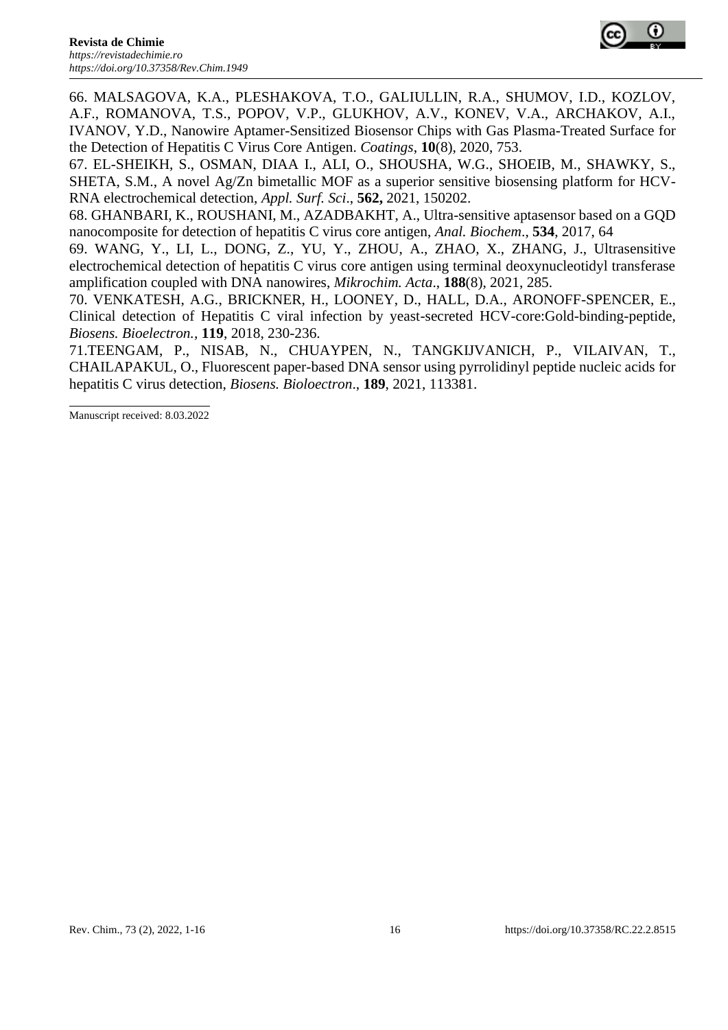66. MALSAGOVA, K.A., PLESHAKOVA, T.O., GALIULLIN, R.A., SHUMOV, I.D., KOZLOV, A.F., ROMANOVA, T.S., POPOV, V.P., GLUKHOV, A.V., KONEV, V.A., ARCHAKOV, A.I., IVANOV, Y.D., Nanowire Aptamer-Sensitized Biosensor Chips with Gas Plasma-Treated Surface for the Detection of Hepatitis C Virus Core Antigen. *Coatings*, **10**(8), 2020, 753.

67. EL-SHEIKH, S., OSMAN, DIAA I., ALI, O., SHOUSHA, W.G., SHOEIB, M., SHAWKY, S., SHETA, S.M., A novel Ag/Zn bimetallic MOF as a superior sensitive biosensing platform for HCV-RNA electrochemical detection, *Appl. Surf. Sci*., **562,** 2021, 150202.

68. GHANBARI, K., ROUSHANI, M., AZADBAKHT, A., Ultra-sensitive aptasensor based on a GQD nanocomposite for detection of hepatitis C virus core antigen, *Anal. Biochem*., **534**, 2017, 64

69. WANG, Y., LI, L., DONG, Z., YU, Y., ZHOU, A., ZHAO, X., ZHANG, J., Ultrasensitive electrochemical detection of hepatitis C virus core antigen using terminal deoxynucleotidyl transferase amplification coupled with DNA nanowires, *Mikrochim. Acta*., **188**(8), 2021, 285.

70. VENKATESH, A.G., BRICKNER, H., LOONEY, D., HALL, D.A., ARONOFF-SPENCER, E., Clinical detection of Hepatitis C viral infection by yeast-secreted HCV-core:Gold-binding-peptide, *Biosens. Bioelectron.*, **119**, 2018, 230-236.

71.TEENGAM, P., NISAB, N., CHUAYPEN, N., TANGKIJVANICH, P., VILAIVAN, T., CHAILAPAKUL, O., Fluorescent paper-based DNA sensor using pyrrolidinyl peptide nucleic acids for hepatitis C virus detection, *Biosens. Bioloectron*., **189**, 2021, 113381.

Manuscript received: 8.03.2022